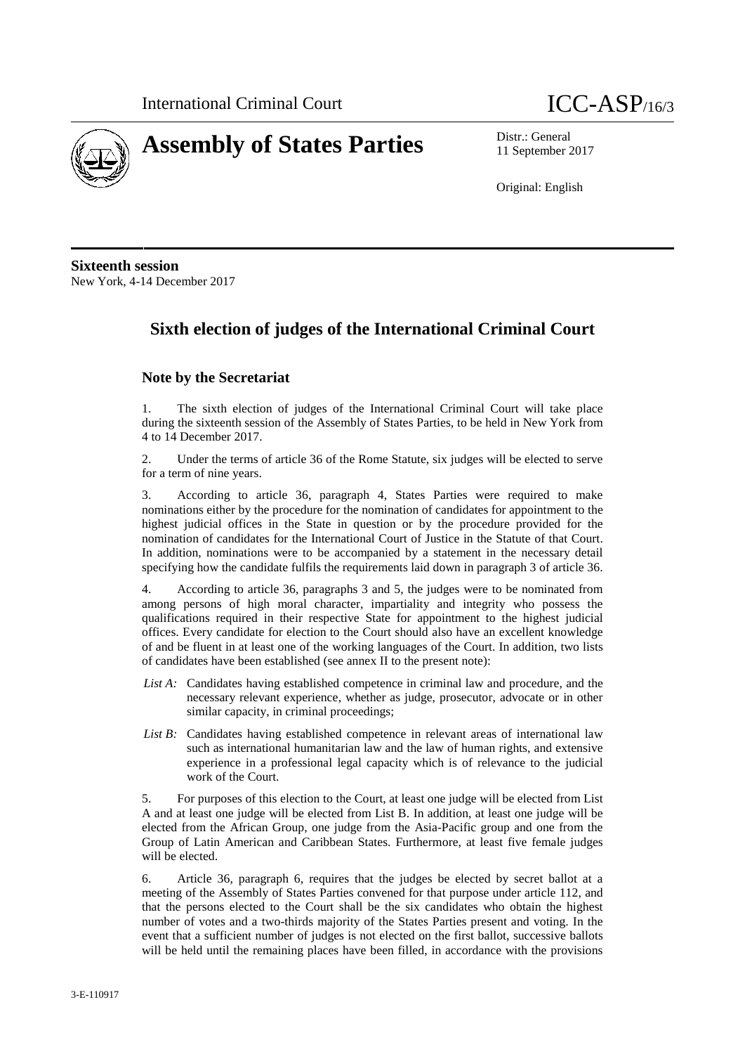International Criminal Court

ICC-ASP/16/3

# Assembly of States Parties

Distr.: General
11 September 2017

Original: English

**Sixteenth session**
New York, 4-14 December 2017

## Sixth election of judges of the International Criminal Court

### Note by the Secretariat

1. The sixth election of judges of the International Criminal Court will take place during the sixteenth session of the Assembly of States Parties, to be held in New York from 4 to 14 December 2017.

2. Under the terms of article 36 of the Rome Statute, six judges will be elected to serve for a term of nine years.

3. According to article 36, paragraph 4, States Parties were required to make nominations either by the procedure for the nomination of candidates for appointment to the highest judicial offices in the State in question or by the procedure provided for the nomination of candidates for the International Court of Justice in the Statute of that Court. In addition, nominations were to be accompanied by a statement in the necessary detail specifying how the candidate fulfils the requirements laid down in paragraph 3 of article 36.

4. According to article 36, paragraphs 3 and 5, the judges were to be nominated from among persons of high moral character, impartiality and integrity who possess the qualifications required in their respective State for appointment to the highest judicial offices. Every candidate for election to the Court should also have an excellent knowledge of and be fluent in at least one of the working languages of the Court. In addition, two lists of candidates have been established (see annex II to the present note):

- *List A:* Candidates having established competence in criminal law and procedure, and the necessary relevant experience, whether as judge, prosecutor, advocate or in other similar capacity, in criminal proceedings;
- *List B:* Candidates having established competence in relevant areas of international law such as international humanitarian law and the law of human rights, and extensive experience in a professional legal capacity which is of relevance to the judicial work of the Court.

5. For purposes of this election to the Court, at least one judge will be elected from List A and at least one judge will be elected from List B. In addition, at least one judge will be elected from the African Group, one judge from the Asia-Pacific group and one from the Group of Latin American and Caribbean States. Furthermore, at least five female judges will be elected.

6. Article 36, paragraph 6, requires that the judges be elected by secret ballot at a meeting of the Assembly of States Parties convened for that purpose under article 112, and that the persons elected to the Court shall be the six candidates who obtain the highest number of votes and a two-thirds majority of the States Parties present and voting. In the event that a sufficient number of judges is not elected on the first ballot, successive ballots will be held until the remaining places have been filled, in accordance with the provisions

3-E-110917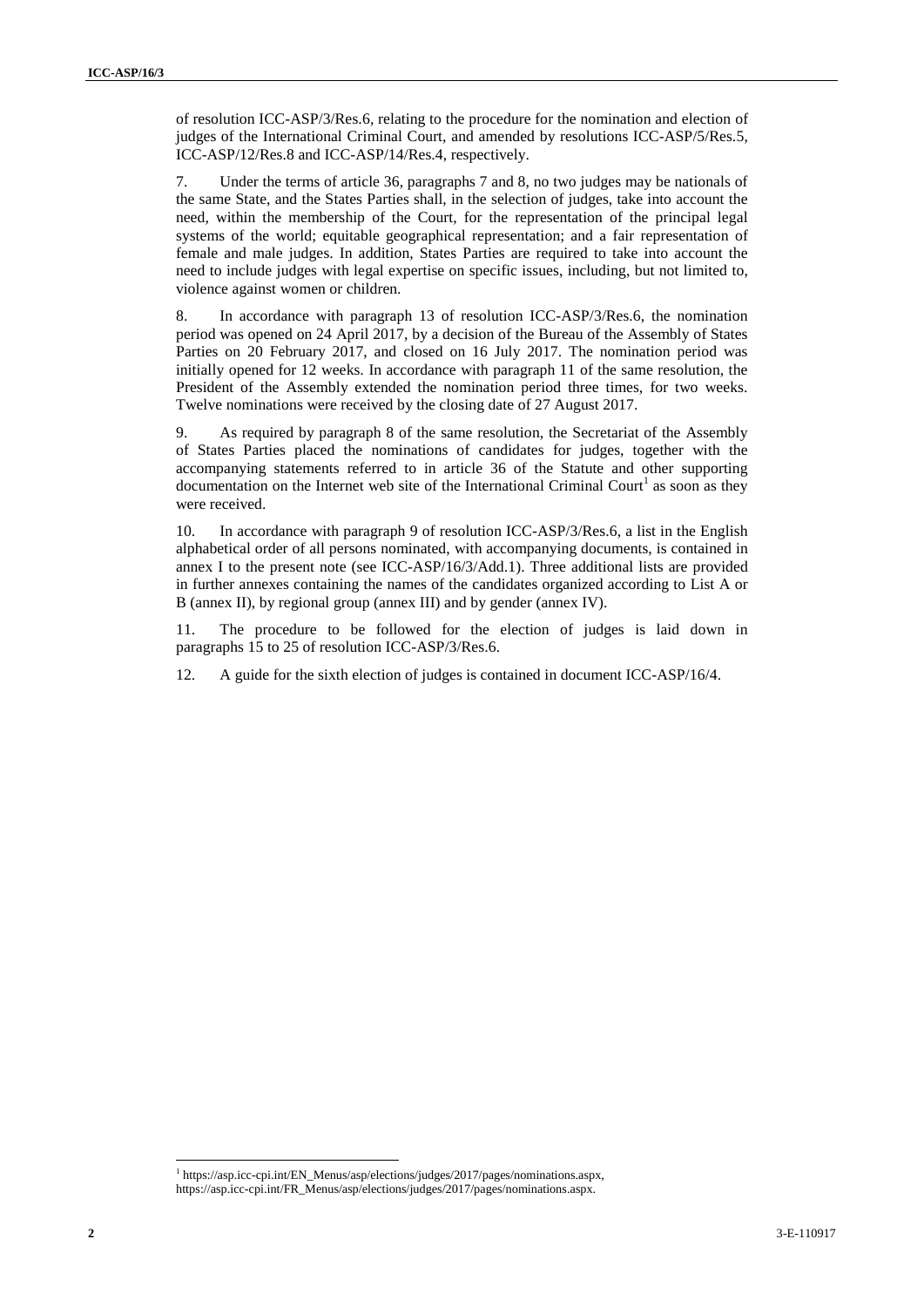of resolution ICC-ASP/3/Res.6, relating to the procedure for the nomination and election of judges of the International Criminal Court, and amended by resolutions ICC-ASP/5/Res.5, ICC-ASP/12/Res.8 and ICC-ASP/14/Res.4, respectively.

7. Under the terms of article 36, paragraphs 7 and 8, no two judges may be nationals of the same State, and the States Parties shall, in the selection of judges, take into account the need, within the membership of the Court, for the representation of the principal legal systems of the world; equitable geographical representation; and a fair representation of female and male judges. In addition, States Parties are required to take into account the need to include judges with legal expertise on specific issues, including, but not limited to, violence against women or children.

8. In accordance with paragraph 13 of resolution ICC-ASP/3/Res.6, the nomination period was opened on 24 April 2017, by a decision of the Bureau of the Assembly of States Parties on 20 February 2017, and closed on 16 July 2017. The nomination period was initially opened for 12 weeks. In accordance with paragraph 11 of the same resolution, the President of the Assembly extended the nomination period three times, for two weeks. Twelve nominations were received by the closing date of 27 August 2017.

9. As required by paragraph 8 of the same resolution, the Secretariat of the Assembly of States Parties placed the nominations of candidates for judges, together with the accompanying statements referred to in article 36 of the Statute and other supporting documentation on the Internet web site of the International Criminal Court[1] as soon as they were received.

10. In accordance with paragraph 9 of resolution ICC-ASP/3/Res.6, a list in the English alphabetical order of all persons nominated, with accompanying documents, is contained in annex I to the present note (see ICC-ASP/16/3/Add.1). Three additional lists are provided in further annexes containing the names of the candidates organized according to List A or B (annex II), by regional group (annex III) and by gender (annex IV).

11. The procedure to be followed for the election of judges is laid down in paragraphs 15 to 25 of resolution ICC-ASP/3/Res.6.

12. A guide for the sixth election of judges is contained in document ICC-ASP/16/4.

---

[1] https://asp.icc-cpi.int/EN_Menus/asp/elections/judges/2017/pages/nominations.aspx, https://asp.icc-cpi.int/FR_Menus/asp/elections/judges/2017/pages/nominations.aspx.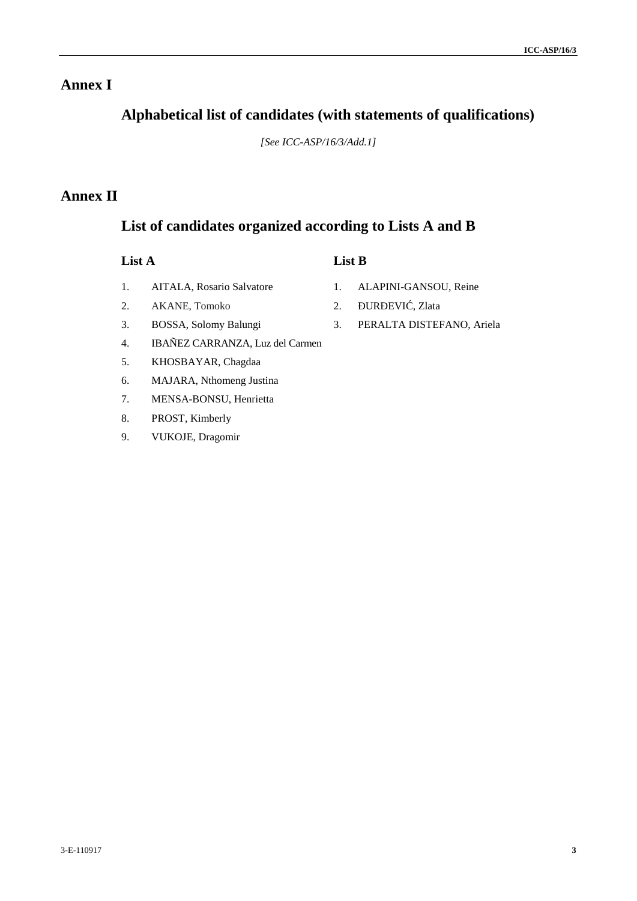# Annex I

## Alphabetical list of candidates (with statements of qualifications)

*[See ICC-ASP/16/3/Add.1]*

# Annex II

## List of candidates organized according to Lists A and B

### List A

1. AITALA, Rosario Salvatore
2. AKANE, Tomoko
3. BOSSA, Solomy Balungi
4. IBAÑEZ CARRANZA, Luz del Carmen
5. KHOSBAYAR, Chagdaa
6. MAJARA, Nthomeng Justina
7. MENSA-BONSU, Henrietta
8. PROST, Kimberly
9. VUKOJE, Dragomir

### List B

1. ALAPINI-GANSOU, Reine
2. ĐURĐEVIĆ, Zlata
3. PERALTA DISTEFANO, Ariela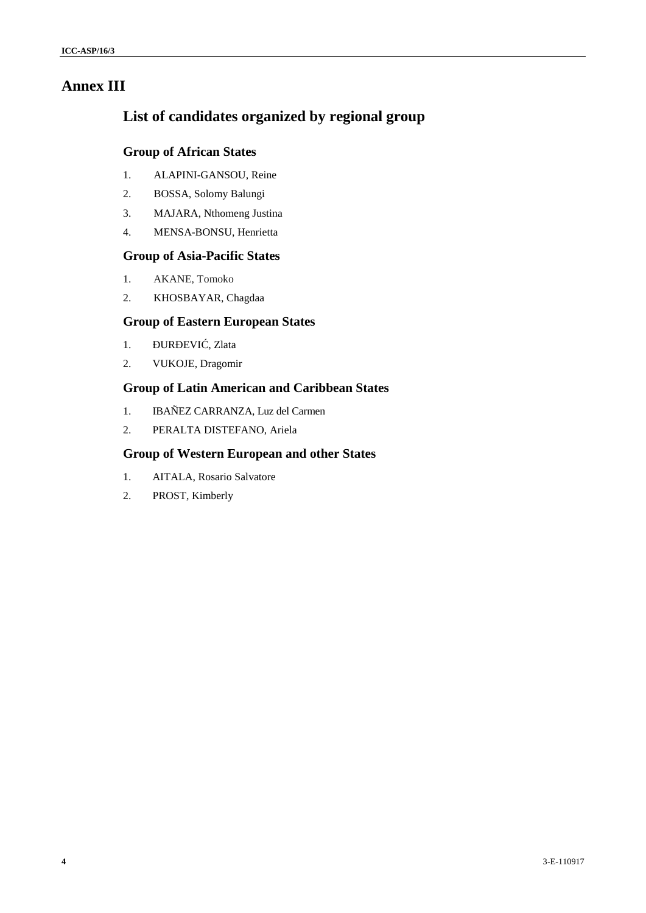# Annex III

## List of candidates organized by regional group

### Group of African States

1. ALAPINI-GANSOU, Reine
2. BOSSA, Solomy Balungi
3. MAJARA, Nthomeng Justina
4. MENSA-BONSU, Henrietta

### Group of Asia-Pacific States

1. AKANE, Tomoko
2. KHOSBAYAR, Chagdaa

### Group of Eastern European States

1. ĐURĐEVIĆ, Zlata
2. VUKOJE, Dragomir

### Group of Latin American and Caribbean States

1. IBAÑEZ CARRANZA, Luz del Carmen
2. PERALTA DISTEFANO, Ariela

### Group of Western European and other States

1. AITALA, Rosario Salvatore
2. PROST, Kimberly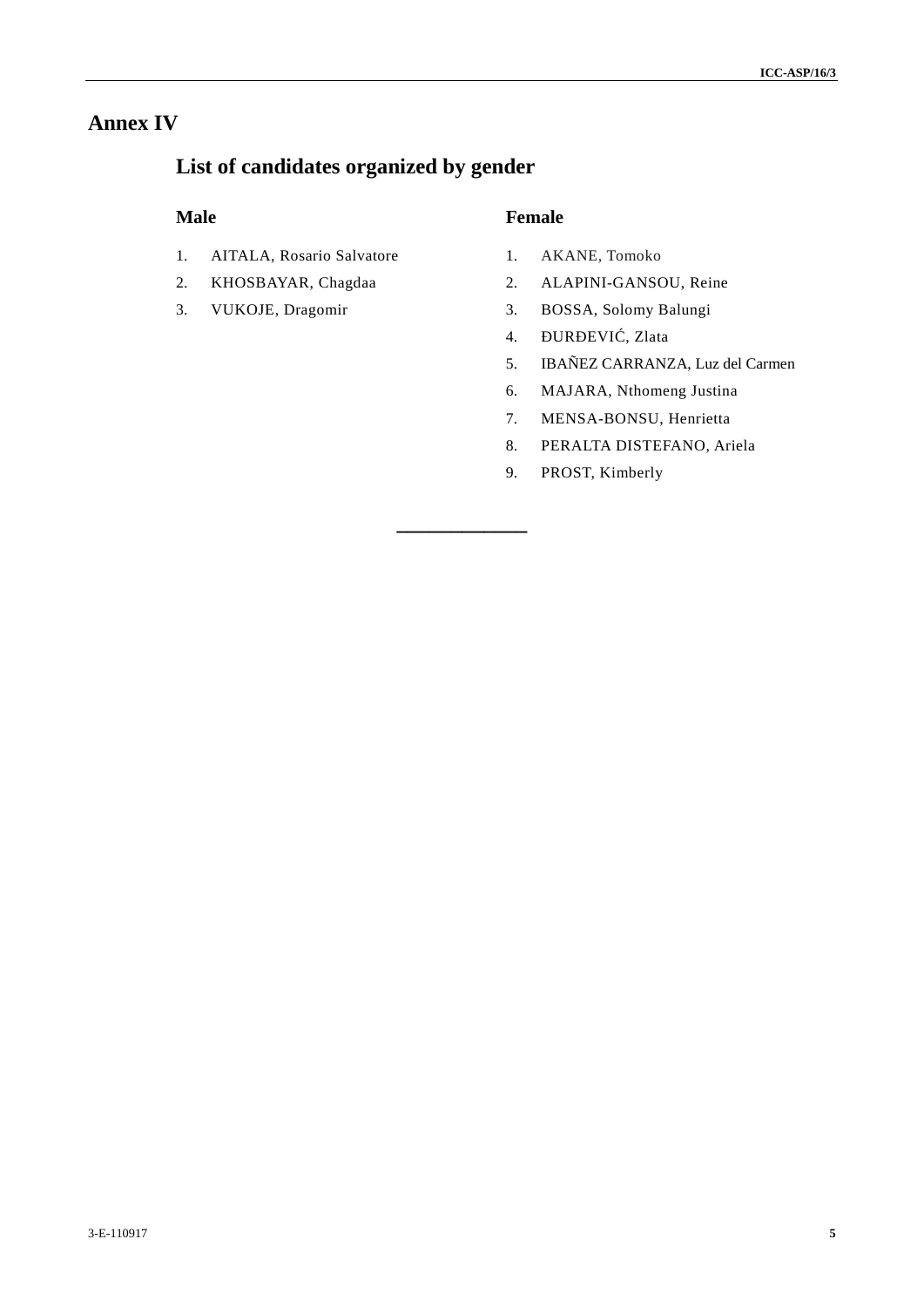# Annex IV

## List of candidates organized by gender

### Male

1. AITALA, Rosario Salvatore
2. KHOSBAYAR, Chagdaa
3. VUKOJE, Dragomir

### Female

1. AKANE, Tomoko
2. ALAPINI-GANSOU, Reine
3. BOSSA, Solomy Balungi
4. ĐURĐEVIĆ, Zlata
5. IBAÑEZ CARRANZA, Luz del Carmen
6. MAJARA, Nthomeng Justina
7. MENSA-BONSU, Henrietta
8. PERALTA DISTEFANO, Ariela
9. PROST, Kimberly

____________